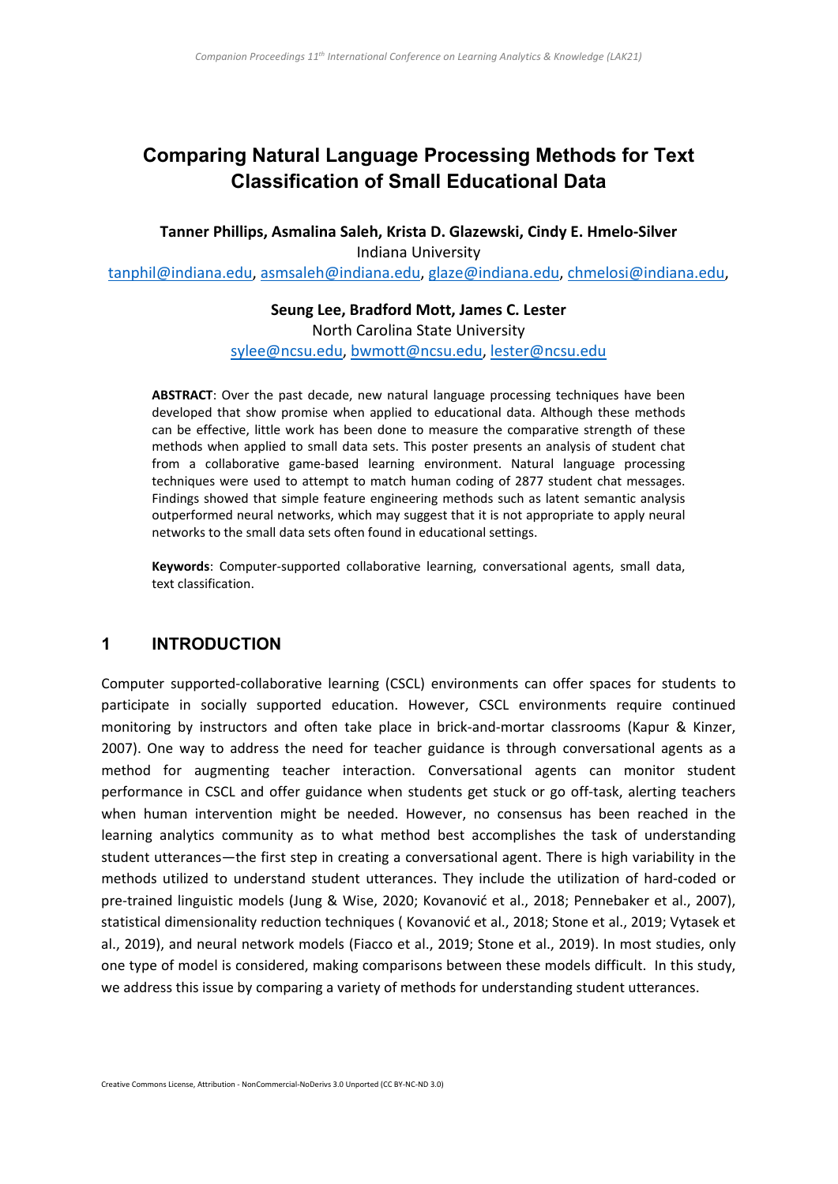# Comparing Natural Language Processing Methods for Text Classification of Small Educational Data

**Tanner Phillips, Asmalina Saleh, Krista D. Glazewski, Cindy E. Hmelo-Silver**
Indiana University
tanphil@indiana.edu, asmsaleh@indiana.edu, glaze@indiana.edu, chmelosi@indiana.edu,

**Seung Lee, Bradford Mott, James C. Lester**
North Carolina State University
sylee@ncsu.edu, bwmott@ncsu.edu, lester@ncsu.edu

**ABSTRACT**: Over the past decade, new natural language processing techniques have been developed that show promise when applied to educational data. Although these methods can be effective, little work has been done to measure the comparative strength of these methods when applied to small data sets. This poster presents an analysis of student chat from a collaborative game-based learning environment. Natural language processing techniques were used to attempt to match human coding of 2877 student chat messages. Findings showed that simple feature engineering methods such as latent semantic analysis outperformed neural networks, which may suggest that it is not appropriate to apply neural networks to the small data sets often found in educational settings.

**Keywords**: Computer-supported collaborative learning, conversational agents, small data, text classification.

## 1 INTRODUCTION

Computer supported-collaborative learning (CSCL) environments can offer spaces for students to participate in socially supported education. However, CSCL environments require continued monitoring by instructors and often take place in brick-and-mortar classrooms (Kapur & Kinzer, 2007). One way to address the need for teacher guidance is through conversational agents as a method for augmenting teacher interaction. Conversational agents can monitor student performance in CSCL and offer guidance when students get stuck or go off-task, alerting teachers when human intervention might be needed. However, no consensus has been reached in the learning analytics community as to what method best accomplishes the task of understanding student utterances—the first step in creating a conversational agent. There is high variability in the methods utilized to understand student utterances. They include the utilization of hard-coded or pre-trained linguistic models (Jung & Wise, 2020; Kovanović et al., 2018; Pennebaker et al., 2007), statistical dimensionality reduction techniques ( Kovanović et al., 2018; Stone et al., 2019; Vytasek et al., 2019), and neural network models (Fiacco et al., 2019; Stone et al., 2019). In most studies, only one type of model is considered, making comparisons between these models difficult. In this study, we address this issue by comparing a variety of methods for understanding student utterances.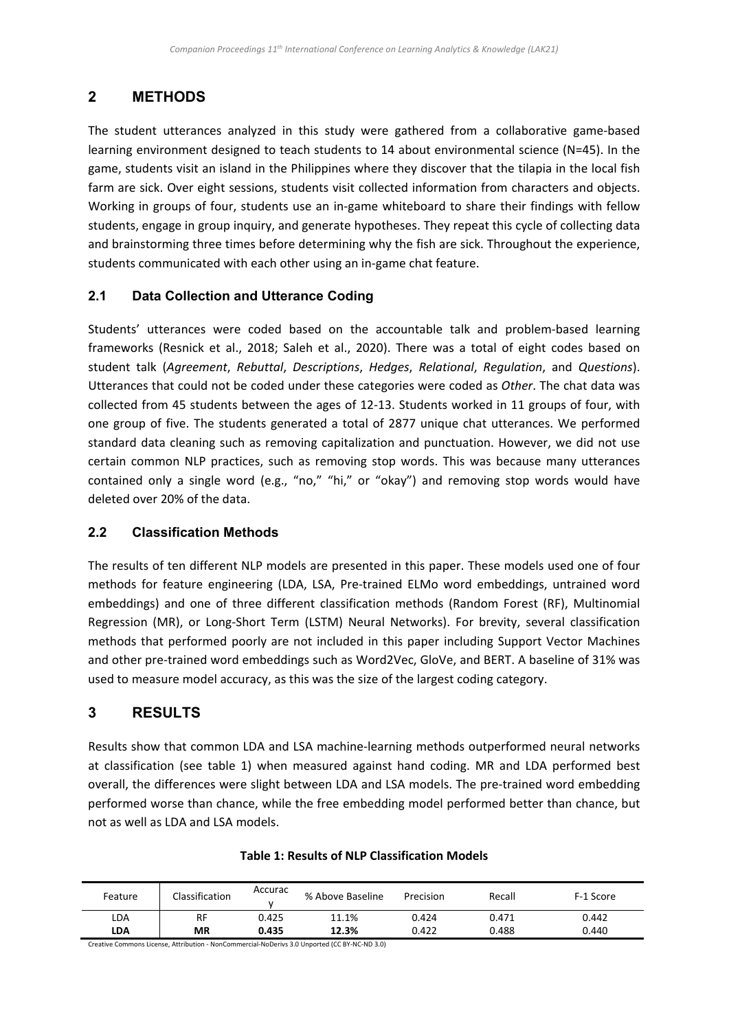## 2 METHODS

The student utterances analyzed in this study were gathered from a collaborative game-based learning environment designed to teach students to 14 about environmental science (N=45). In the game, students visit an island in the Philippines where they discover that the tilapia in the local fish farm are sick. Over eight sessions, students visit collected information from characters and objects. Working in groups of four, students use an in-game whiteboard to share their findings with fellow students, engage in group inquiry, and generate hypotheses. They repeat this cycle of collecting data and brainstorming three times before determining why the fish are sick. Throughout the experience, students communicated with each other using an in-game chat feature.

### 2.1 Data Collection and Utterance Coding

Students' utterances were coded based on the accountable talk and problem-based learning frameworks (Resnick et al., 2018; Saleh et al., 2020). There was a total of eight codes based on student talk (*Agreement*, *Rebuttal*, *Descriptions*, *Hedges*, *Relational*, *Regulation*, and *Questions*). Utterances that could not be coded under these categories were coded as *Other*. The chat data was collected from 45 students between the ages of 12-13. Students worked in 11 groups of four, with one group of five. The students generated a total of 2877 unique chat utterances. We performed standard data cleaning such as removing capitalization and punctuation. However, we did not use certain common NLP practices, such as removing stop words. This was because many utterances contained only a single word (e.g., "no," "hi," or "okay") and removing stop words would have deleted over 20% of the data.

### 2.2 Classification Methods

The results of ten different NLP models are presented in this paper. These models used one of four methods for feature engineering (LDA, LSA, Pre-trained ELMo word embeddings, untrained word embeddings) and one of three different classification methods (Random Forest (RF), Multinomial Regression (MR), or Long-Short Term (LSTM) Neural Networks). For brevity, several classification methods that performed poorly are not included in this paper including Support Vector Machines and other pre-trained word embeddings such as Word2Vec, GloVe, and BERT. A baseline of 31% was used to measure model accuracy, as this was the size of the largest coding category.

## 3 RESULTS

Results show that common LDA and LSA machine-learning methods outperformed neural networks at classification (see table 1) when measured against hand coding. MR and LDA performed best overall, the differences were slight between LDA and LSA models. The pre-trained word embedding performed worse than chance, while the free embedding model performed better than chance, but not as well as LDA and LSA models.

**Table 1: Results of NLP Classification Models**

| Feature | Classification | Accuracy | % Above Baseline | Precision | Recall | F-1 Score |
|---|---|---|---|---|---|---|
| LDA | RF | 0.425 | 11.1% | 0.424 | 0.471 | 0.442 |
| **LDA** | **MR** | **0.435** | **12.3%** | 0.422 | 0.488 | 0.440 |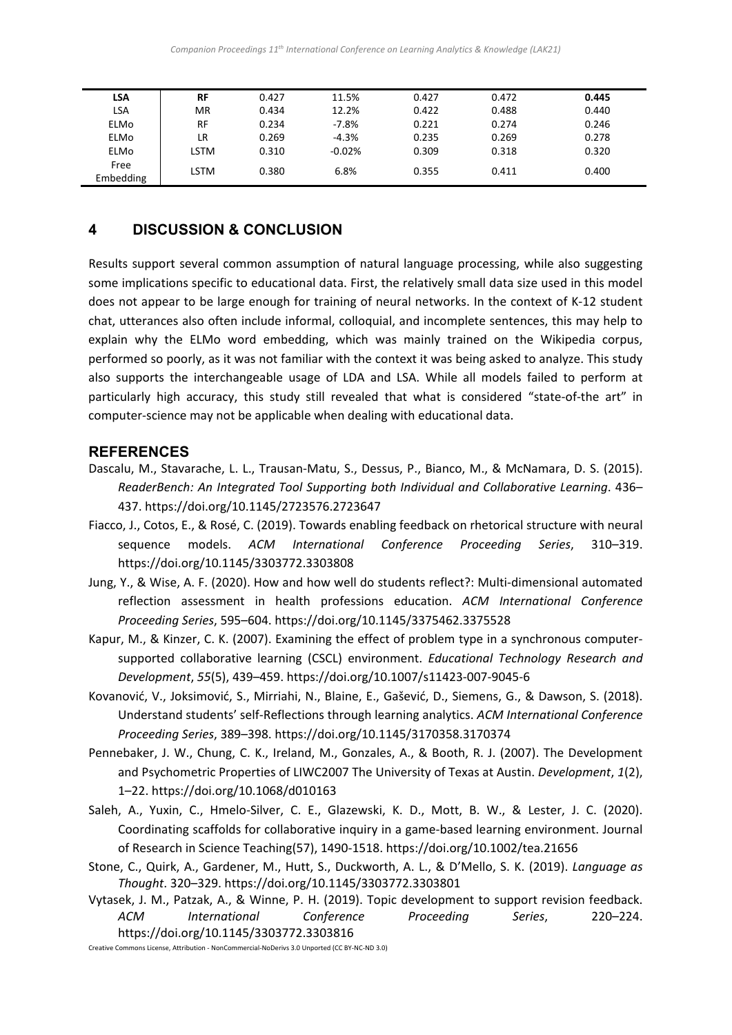| | | | | | | |
|---|---|---|---|---|---|---|
| **LSA** | **RF** | 0.427 | 11.5% | 0.427 | 0.472 | **0.445** |
| LSA | MR | 0.434 | 12.2% | 0.422 | 0.488 | 0.440 |
| ELMo | RF | 0.234 | -7.8% | 0.221 | 0.274 | 0.246 |
| ELMo | LR | 0.269 | -4.3% | 0.235 | 0.269 | 0.278 |
| ELMo | LSTM | 0.310 | -0.02% | 0.309 | 0.318 | 0.320 |
| Free Embedding | LSTM | 0.380 | 6.8% | 0.355 | 0.411 | 0.400 |

## 4 DISCUSSION & CONCLUSION

Results support several common assumption of natural language processing, while also suggesting some implications specific to educational data. First, the relatively small data size used in this model does not appear to be large enough for training of neural networks. In the context of K-12 student chat, utterances also often include informal, colloquial, and incomplete sentences, this may help to explain why the ELMo word embedding, which was mainly trained on the Wikipedia corpus, performed so poorly, as it was not familiar with the context it was being asked to analyze. This study also supports the interchangeable usage of LDA and LSA. While all models failed to perform at particularly high accuracy, this study still revealed that what is considered "state-of-the art" in computer-science may not be applicable when dealing with educational data.

## REFERENCES

Dascalu, M., Stavarache, L. L., Trausan-Matu, S., Dessus, P., Bianco, M., & McNamara, D. S. (2015). *ReaderBench: An Integrated Tool Supporting both Individual and Collaborative Learning*. 436–437. https://doi.org/10.1145/2723576.2723647

Fiacco, J., Cotos, E., & Rosé, C. (2019). Towards enabling feedback on rhetorical structure with neural sequence models. *ACM International Conference Proceeding Series*, 310–319. https://doi.org/10.1145/3303772.3303808

Jung, Y., & Wise, A. F. (2020). How and how well do students reflect?: Multi-dimensional automated reflection assessment in health professions education. *ACM International Conference Proceeding Series*, 595–604. https://doi.org/10.1145/3375462.3375528

Kapur, M., & Kinzer, C. K. (2007). Examining the effect of problem type in a synchronous computer-supported collaborative learning (CSCL) environment. *Educational Technology Research and Development*, *55*(5), 439–459. https://doi.org/10.1007/s11423-007-9045-6

Kovanović, V., Joksimović, S., Mirriahi, N., Blaine, E., Gašević, D., Siemens, G., & Dawson, S. (2018). Understand students' self-Reflections through learning analytics. *ACM International Conference Proceeding Series*, 389–398. https://doi.org/10.1145/3170358.3170374

Pennebaker, J. W., Chung, C. K., Ireland, M., Gonzales, A., & Booth, R. J. (2007). The Development and Psychometric Properties of LIWC2007 The University of Texas at Austin. *Development*, *1*(2), 1–22. https://doi.org/10.1068/d010163

Saleh, A., Yuxin, C., Hmelo-Silver, C. E., Glazewski, K. D., Mott, B. W., & Lester, J. C. (2020). Coordinating scaffolds for collaborative inquiry in a game-based learning environment. Journal of Research in Science Teaching(57), 1490-1518. https://doi.org/10.1002/tea.21656

Stone, C., Quirk, A., Gardener, M., Hutt, S., Duckworth, A. L., & D'Mello, S. K. (2019). *Language as Thought*. 320–329. https://doi.org/10.1145/3303772.3303801

Vytasek, J. M., Patzak, A., & Winne, P. H. (2019). Topic development to support revision feedback. *ACM International Conference Proceeding Series*, 220–224. https://doi.org/10.1145/3303772.3303816

Creative Commons License, Attribution - NonCommercial-NoDerivs 3.0 Unported (CC BY-NC-ND 3.0)